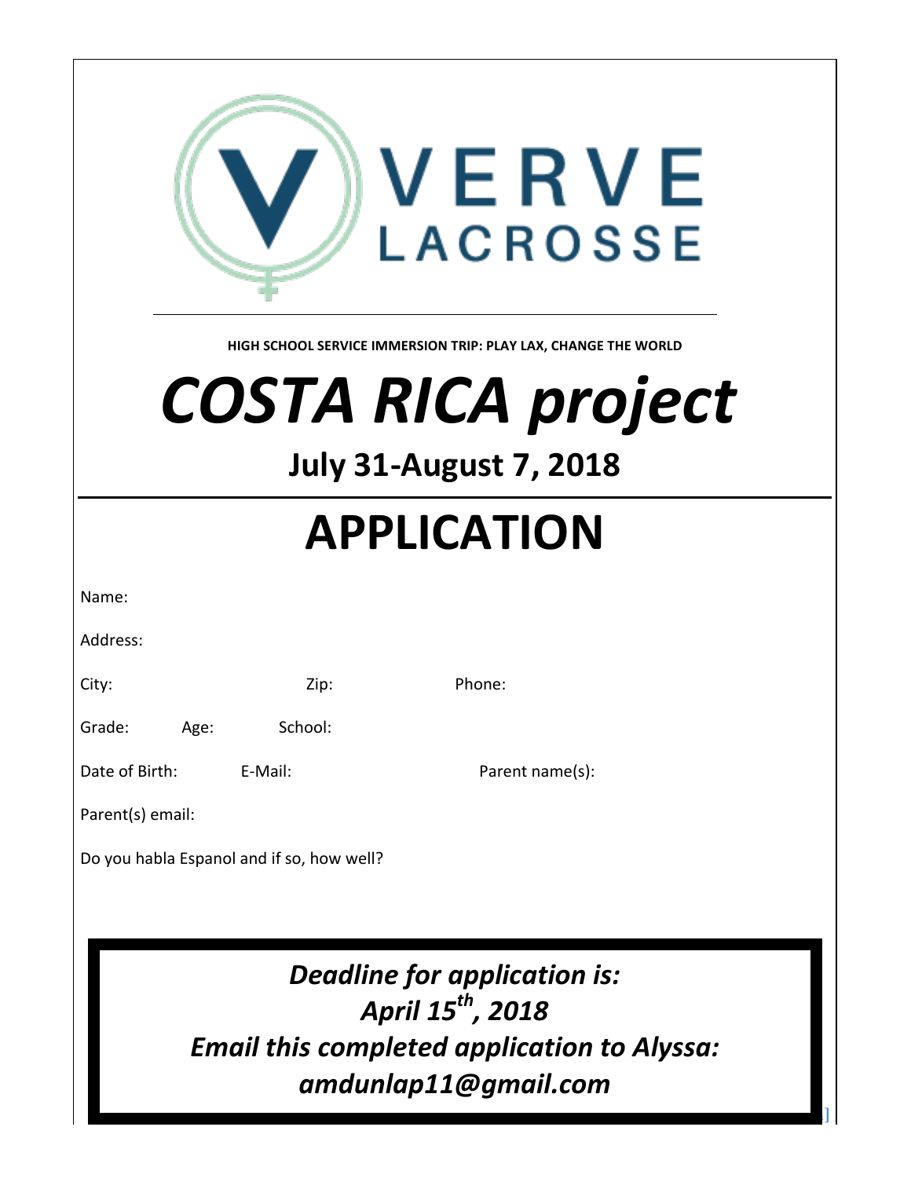VERVE LACROSSE

**HIGH SCHOOL SERVICE IMMERSION TRIP: PLAY LAX, CHANGE THE WORLD**

# *COSTA RICA project*

## July 31-August 7, 2018

# APPLICATION

Name:

Address:

City: Zip: Phone:

Grade: Age: School:

Date of Birth: E-Mail: Parent name(s):

Parent(s) email:

Do you habla Espanol and if so, how well?

***Deadline for application is:***
***April 15th, 2018***
***Email this completed application to Alyssa:***
***amdunlap11@gmail.com***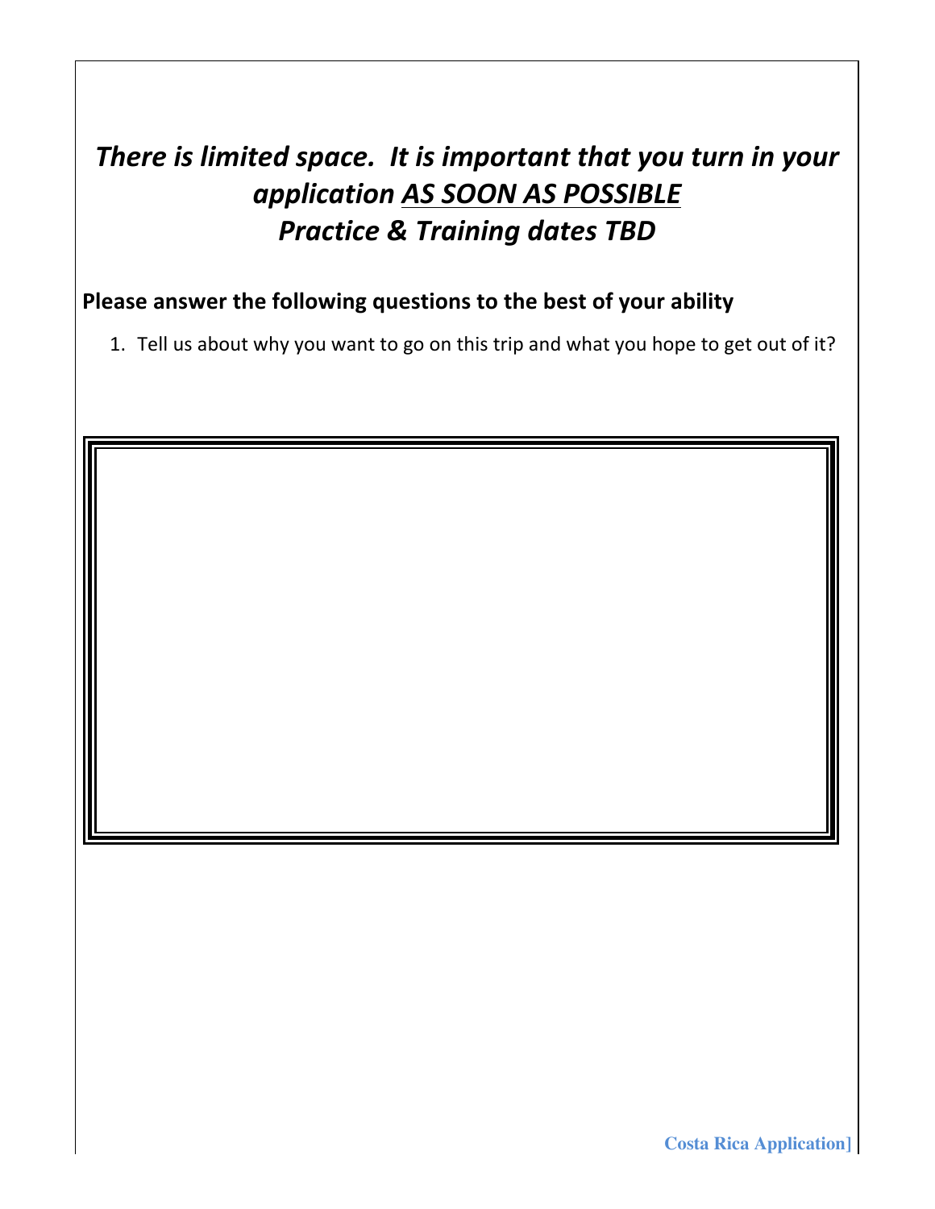***There is limited space. It is important that you turn in your application <u>AS SOON AS POSSIBLE</u>***
***Practice & Training dates TBD***

**Please answer the following questions to the best of your ability**

1. Tell us about why you want to go on this trip and what you hope to get out of it?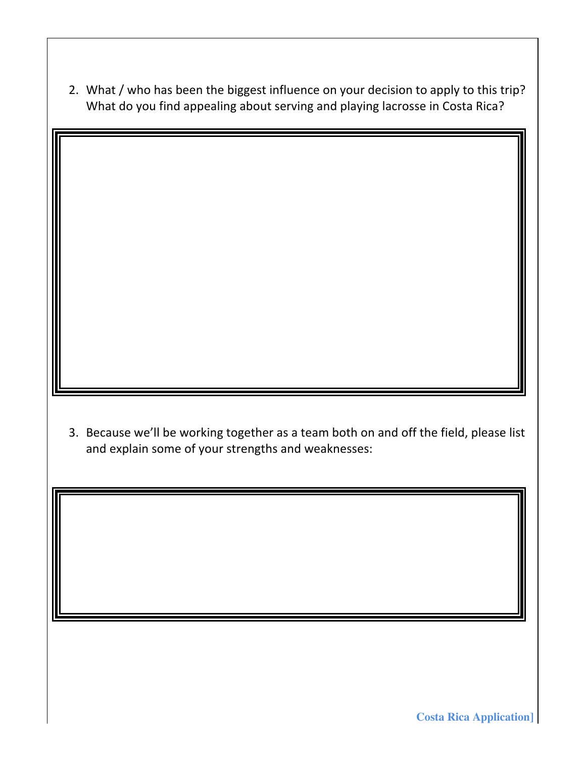2. What / who has been the biggest influence on your decision to apply to this trip? What do you find appealing about serving and playing lacrosse in Costa Rica?

3. Because we'll be working together as a team both on and off the field, please list and explain some of your strengths and weaknesses: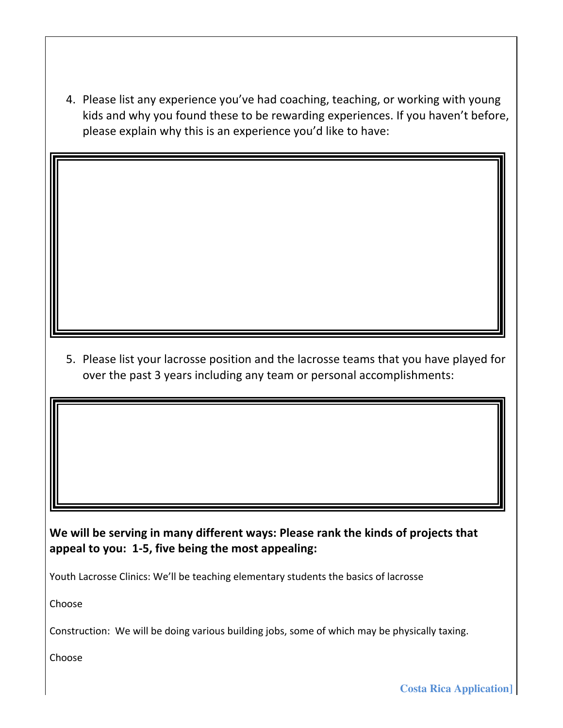4. Please list any experience you've had coaching, teaching, or working with young kids and why you found these to be rewarding experiences. If you haven't before, please explain why this is an experience you'd like to have:

5. Please list your lacrosse position and the lacrosse teams that you have played for over the past 3 years including any team or personal accomplishments:

**We will be serving in many different ways: Please rank the kinds of projects that appeal to you: 1-5, five being the most appealing:**

Youth Lacrosse Clinics: We'll be teaching elementary students the basics of lacrosse

Choose

Construction: We will be doing various building jobs, some of which may be physically taxing.

Choose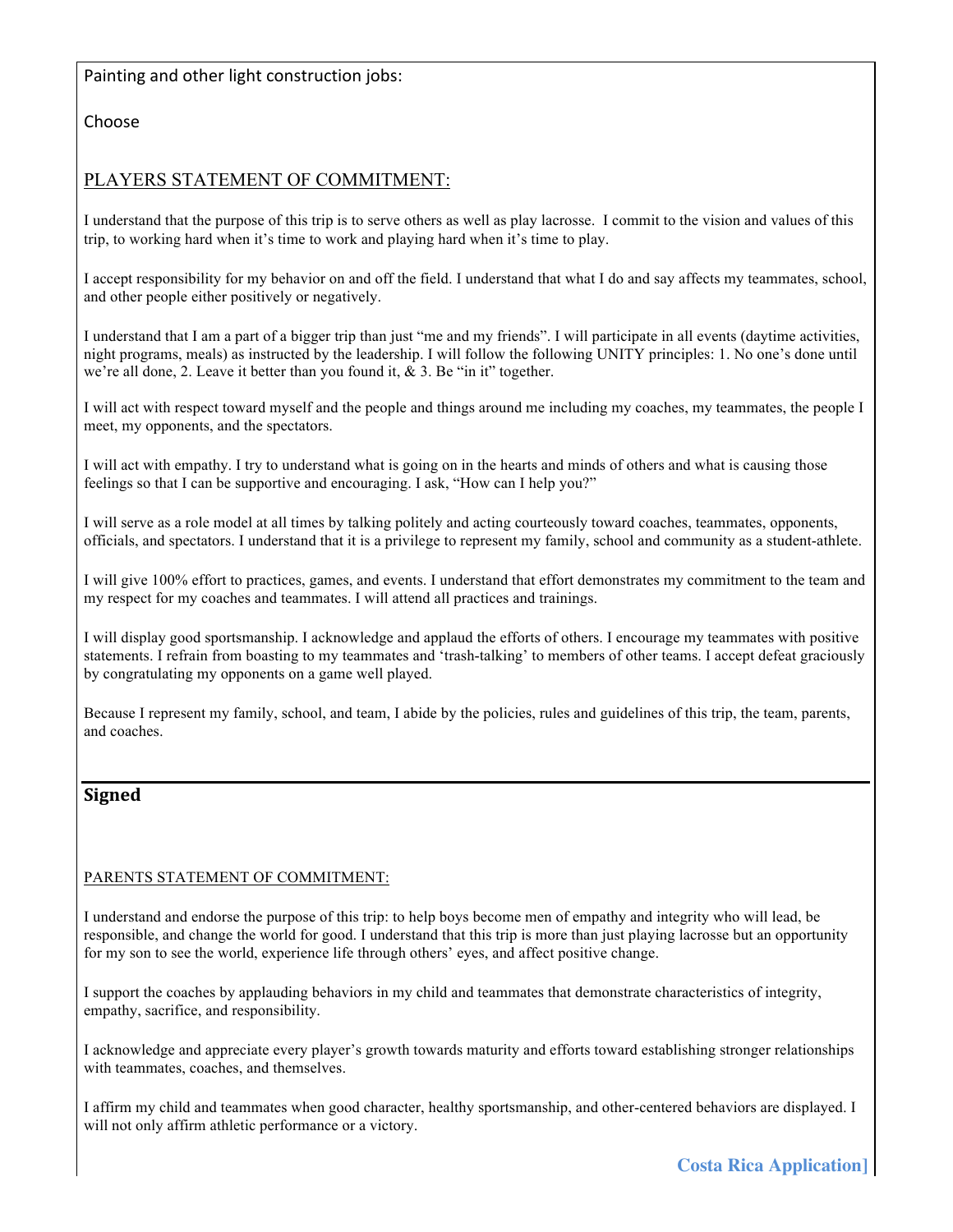Painting and other light construction jobs:

Choose

PLAYERS STATEMENT OF COMMITMENT:

I understand that the purpose of this trip is to serve others as well as play lacrosse. I commit to the vision and values of this trip, to working hard when it's time to work and playing hard when it's time to play.

I accept responsibility for my behavior on and off the field. I understand that what I do and say affects my teammates, school, and other people either positively or negatively.

I understand that I am a part of a bigger trip than just "me and my friends". I will participate in all events (daytime activities, night programs, meals) as instructed by the leadership. I will follow the following UNITY principles: 1. No one's done until we're all done, 2. Leave it better than you found it, & 3. Be "in it" together.

I will act with respect toward myself and the people and things around me including my coaches, my teammates, the people I meet, my opponents, and the spectators.

I will act with empathy. I try to understand what is going on in the hearts and minds of others and what is causing those feelings so that I can be supportive and encouraging. I ask, "How can I help you?"

I will serve as a role model at all times by talking politely and acting courteously toward coaches, teammates, opponents, officials, and spectators. I understand that it is a privilege to represent my family, school and community as a student-athlete.

I will give 100% effort to practices, games, and events. I understand that effort demonstrates my commitment to the team and my respect for my coaches and teammates. I will attend all practices and trainings.

I will display good sportsmanship. I acknowledge and applaud the efforts of others. I encourage my teammates with positive statements. I refrain from boasting to my teammates and 'trash-talking' to members of other teams. I accept defeat graciously by congratulating my opponents on a game well played.

Because I represent my family, school, and team, I abide by the policies, rules and guidelines of this trip, the team, parents, and coaches.

**Signed**

PARENTS STATEMENT OF COMMITMENT:

I understand and endorse the purpose of this trip: to help boys become men of empathy and integrity who will lead, be responsible, and change the world for good. I understand that this trip is more than just playing lacrosse but an opportunity for my son to see the world, experience life through others' eyes, and affect positive change.

I support the coaches by applauding behaviors in my child and teammates that demonstrate characteristics of integrity, empathy, sacrifice, and responsibility.

I acknowledge and appreciate every player's growth towards maturity and efforts toward establishing stronger relationships with teammates, coaches, and themselves.

I affirm my child and teammates when good character, healthy sportsmanship, and other-centered behaviors are displayed. I will not only affirm athletic performance or a victory.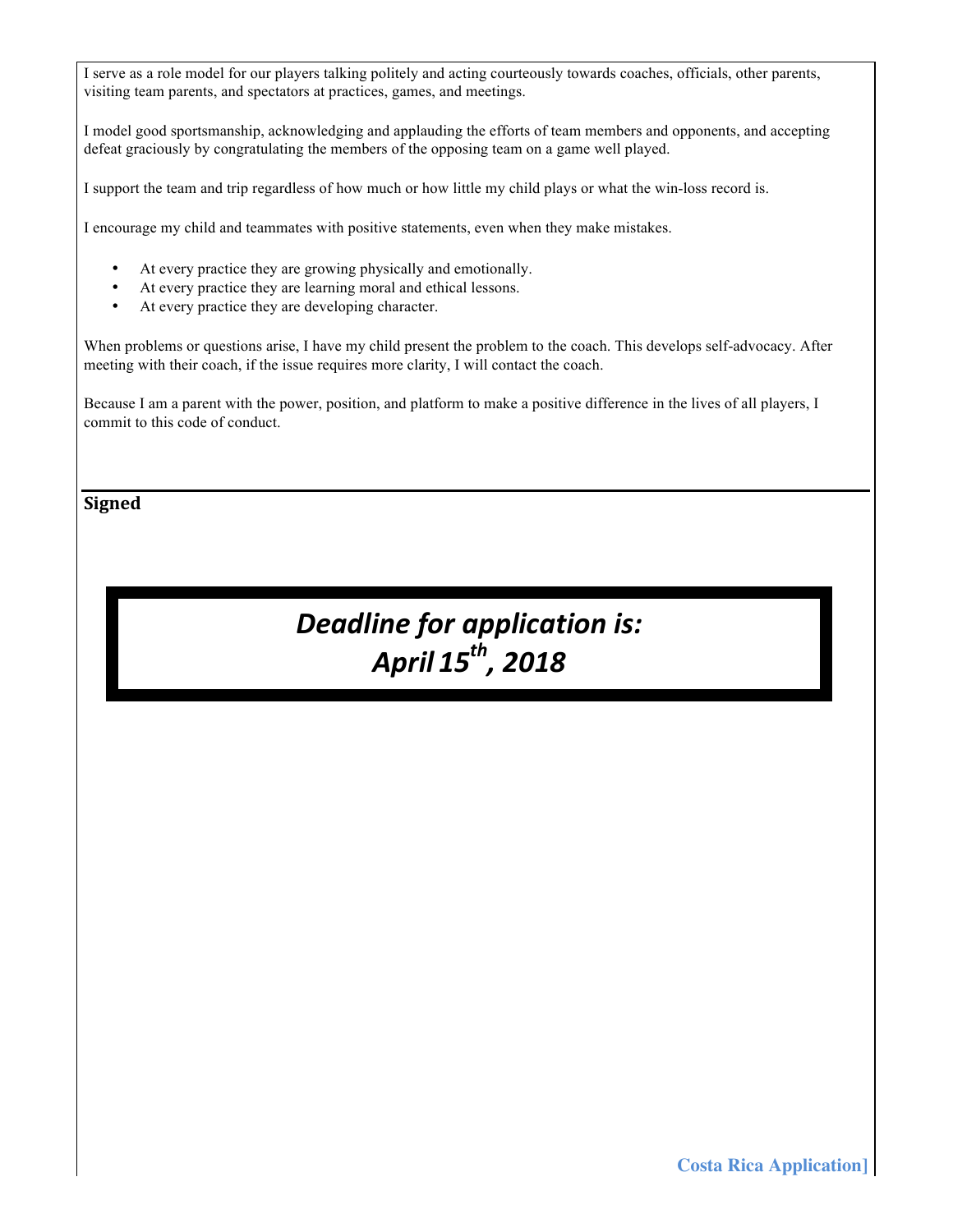I serve as a role model for our players talking politely and acting courteously towards coaches, officials, other parents, visiting team parents, and spectators at practices, games, and meetings.

I model good sportsmanship, acknowledging and applauding the efforts of team members and opponents, and accepting defeat graciously by congratulating the members of the opposing team on a game well played.

I support the team and trip regardless of how much or how little my child plays or what the win-loss record is.

I encourage my child and teammates with positive statements, even when they make mistakes.

- At every practice they are growing physically and emotionally.
- At every practice they are learning moral and ethical lessons.
- At every practice they are developing character.

When problems or questions arise, I have my child present the problem to the coach. This develops self-advocacy. After meeting with their coach, if the issue requires more clarity, I will contact the coach.

Because I am a parent with the power, position, and platform to make a positive difference in the lives of all players, I commit to this code of conduct.

**Signed**

***Deadline for application is:***
***April 15th, 2018***